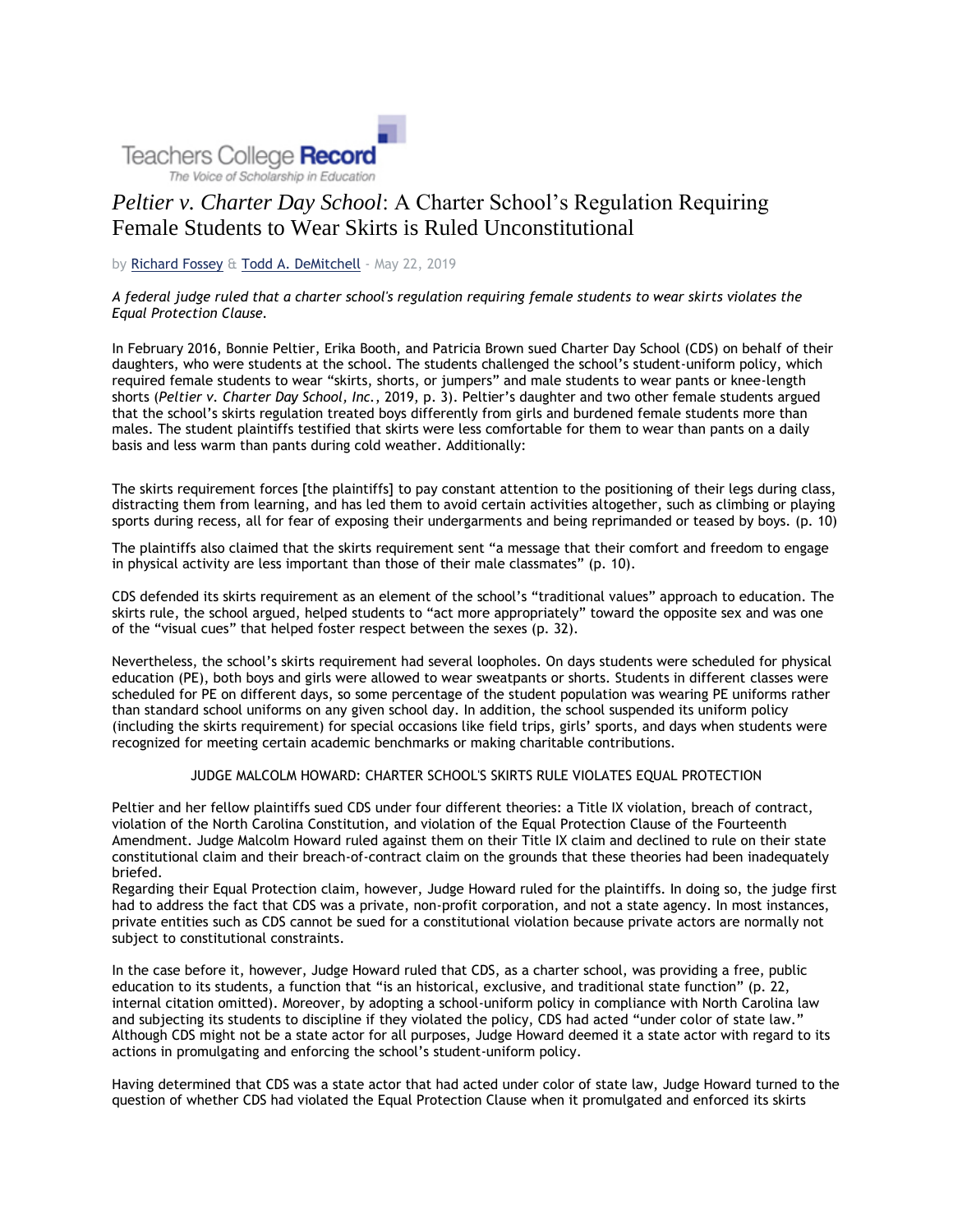Teachers College **Record**

*The Voice of Scholarship in Education*

# *Peltier v. Charter Day School*: A Charter School's Regulation Requiring Female Students to Wear Skirts is Ruled Unconstitutional

by Richard Fossey & Todd A. DeMitchell - May 22, 2019

*A federal judge ruled that a charter school's regulation requiring female students to wear skirts violates the Equal Protection Clause.*

In February 2016, Bonnie Peltier, Erika Booth, and Patricia Brown sued Charter Day School (CDS) on behalf of their daughters, who were students at the school. The students challenged the school's student-uniform policy, which required female students to wear "skirts, shorts, or jumpers" and male students to wear pants or knee-length shorts (*Peltier v. Charter Day School, Inc.*, 2019, p. 3). Peltier's daughter and two other female students argued that the school's skirts regulation treated boys differently from girls and burdened female students more than males. The student plaintiffs testified that skirts were less comfortable for them to wear than pants on a daily basis and less warm than pants during cold weather. Additionally:

The skirts requirement forces [the plaintiffs] to pay constant attention to the positioning of their legs during class, distracting them from learning, and has led them to avoid certain activities altogether, such as climbing or playing sports during recess, all for fear of exposing their undergarments and being reprimanded or teased by boys. (p. 10)

The plaintiffs also claimed that the skirts requirement sent "a message that their comfort and freedom to engage in physical activity are less important than those of their male classmates" (p. 10).

CDS defended its skirts requirement as an element of the school's "traditional values" approach to education. The skirts rule, the school argued, helped students to "act more appropriately" toward the opposite sex and was one of the "visual cues" that helped foster respect between the sexes (p. 32).

Nevertheless, the school's skirts requirement had several loopholes. On days students were scheduled for physical education (PE), both boys and girls were allowed to wear sweatpants or shorts. Students in different classes were scheduled for PE on different days, so some percentage of the student population was wearing PE uniforms rather than standard school uniforms on any given school day. In addition, the school suspended its uniform policy (including the skirts requirement) for special occasions like field trips, girls' sports, and days when students were recognized for meeting certain academic benchmarks or making charitable contributions.

## JUDGE MALCOLM HOWARD: CHARTER SCHOOL'S SKIRTS RULE VIOLATES EQUAL PROTECTION

Peltier and her fellow plaintiffs sued CDS under four different theories: a Title IX violation, breach of contract, violation of the North Carolina Constitution, and violation of the Equal Protection Clause of the Fourteenth Amendment. Judge Malcolm Howard ruled against them on their Title IX claim and declined to rule on their state constitutional claim and their breach-of-contract claim on the grounds that these theories had been inadequately briefed.

Regarding their Equal Protection claim, however, Judge Howard ruled for the plaintiffs. In doing so, the judge first had to address the fact that CDS was a private, non-profit corporation, and not a state agency. In most instances, private entities such as CDS cannot be sued for a constitutional violation because private actors are normally not subject to constitutional constraints.

In the case before it, however, Judge Howard ruled that CDS, as a charter school, was providing a free, public education to its students, a function that "is an historical, exclusive, and traditional state function" (p. 22, internal citation omitted). Moreover, by adopting a school-uniform policy in compliance with North Carolina law and subjecting its students to discipline if they violated the policy, CDS had acted "under color of state law." Although CDS might not be a state actor for all purposes, Judge Howard deemed it a state actor with regard to its actions in promulgating and enforcing the school's student-uniform policy.

Having determined that CDS was a state actor that had acted under color of state law, Judge Howard turned to the question of whether CDS had violated the Equal Protection Clause when it promulgated and enforced its skirts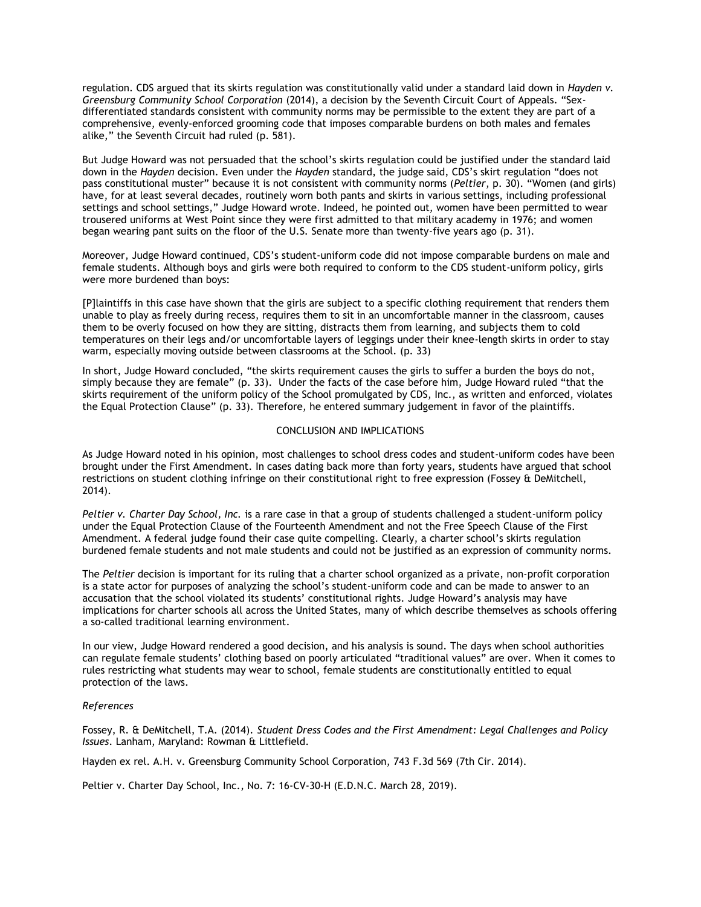regulation. CDS argued that its skirts regulation was constitutionally valid under a standard laid down in *Hayden v. Greensburg Community School Corporation* (2014), a decision by the Seventh Circuit Court of Appeals. "Sex-differentiated standards consistent with community norms may be permissible to the extent they are part of a comprehensive, evenly-enforced grooming code that imposes comparable burdens on both males and females alike," the Seventh Circuit had ruled (p. 581).

But Judge Howard was not persuaded that the school's skirts regulation could be justified under the standard laid down in the *Hayden* decision. Even under the *Hayden* standard, the judge said, CDS's skirt regulation "does not pass constitutional muster" because it is not consistent with community norms (*Peltier*, p. 30). "Women (and girls) have, for at least several decades, routinely worn both pants and skirts in various settings, including professional settings and school settings," Judge Howard wrote. Indeed, he pointed out, women have been permitted to wear trousered uniforms at West Point since they were first admitted to that military academy in 1976; and women began wearing pant suits on the floor of the U.S. Senate more than twenty-five years ago (p. 31).

Moreover, Judge Howard continued, CDS's student-uniform code did not impose comparable burdens on male and female students. Although boys and girls were both required to conform to the CDS student-uniform policy, girls were more burdened than boys:

[P]laintiffs in this case have shown that the girls are subject to a specific clothing requirement that renders them unable to play as freely during recess, requires them to sit in an uncomfortable manner in the classroom, causes them to be overly focused on how they are sitting, distracts them from learning, and subjects them to cold temperatures on their legs and/or uncomfortable layers of leggings under their knee-length skirts in order to stay warm, especially moving outside between classrooms at the School. (p. 33)

In short, Judge Howard concluded, "the skirts requirement causes the girls to suffer a burden the boys do not, simply because they are female" (p. 33). Under the facts of the case before him, Judge Howard ruled "that the skirts requirement of the uniform policy of the School promulgated by CDS, Inc., as written and enforced, violates the Equal Protection Clause" (p. 33). Therefore, he entered summary judgement in favor of the plaintiffs.

## CONCLUSION AND IMPLICATIONS

As Judge Howard noted in his opinion, most challenges to school dress codes and student-uniform codes have been brought under the First Amendment. In cases dating back more than forty years, students have argued that school restrictions on student clothing infringe on their constitutional right to free expression (Fossey & DeMitchell, 2014).

*Peltier v. Charter Day School, Inc.* is a rare case in that a group of students challenged a student-uniform policy under the Equal Protection Clause of the Fourteenth Amendment and not the Free Speech Clause of the First Amendment. A federal judge found their case quite compelling. Clearly, a charter school's skirts regulation burdened female students and not male students and could not be justified as an expression of community norms.

The *Peltier* decision is important for its ruling that a charter school organized as a private, non-profit corporation is a state actor for purposes of analyzing the school's student-uniform code and can be made to answer to an accusation that the school violated its students' constitutional rights. Judge Howard's analysis may have implications for charter schools all across the United States, many of which describe themselves as schools offering a so-called traditional learning environment.

In our view, Judge Howard rendered a good decision, and his analysis is sound. The days when school authorities can regulate female students' clothing based on poorly articulated "traditional values" are over. When it comes to rules restricting what students may wear to school, female students are constitutionally entitled to equal protection of the laws.

*References*

Fossey, R. & DeMitchell, T.A. (2014). *Student Dress Codes and the First Amendment: Legal Challenges and Policy Issues*. Lanham, Maryland: Rowman & Littlefield.

Hayden ex rel. A.H. v. Greensburg Community School Corporation, 743 F.3d 569 (7th Cir. 2014).

Peltier v. Charter Day School, Inc., No. 7: 16-CV-30-H (E.D.N.C. March 28, 2019).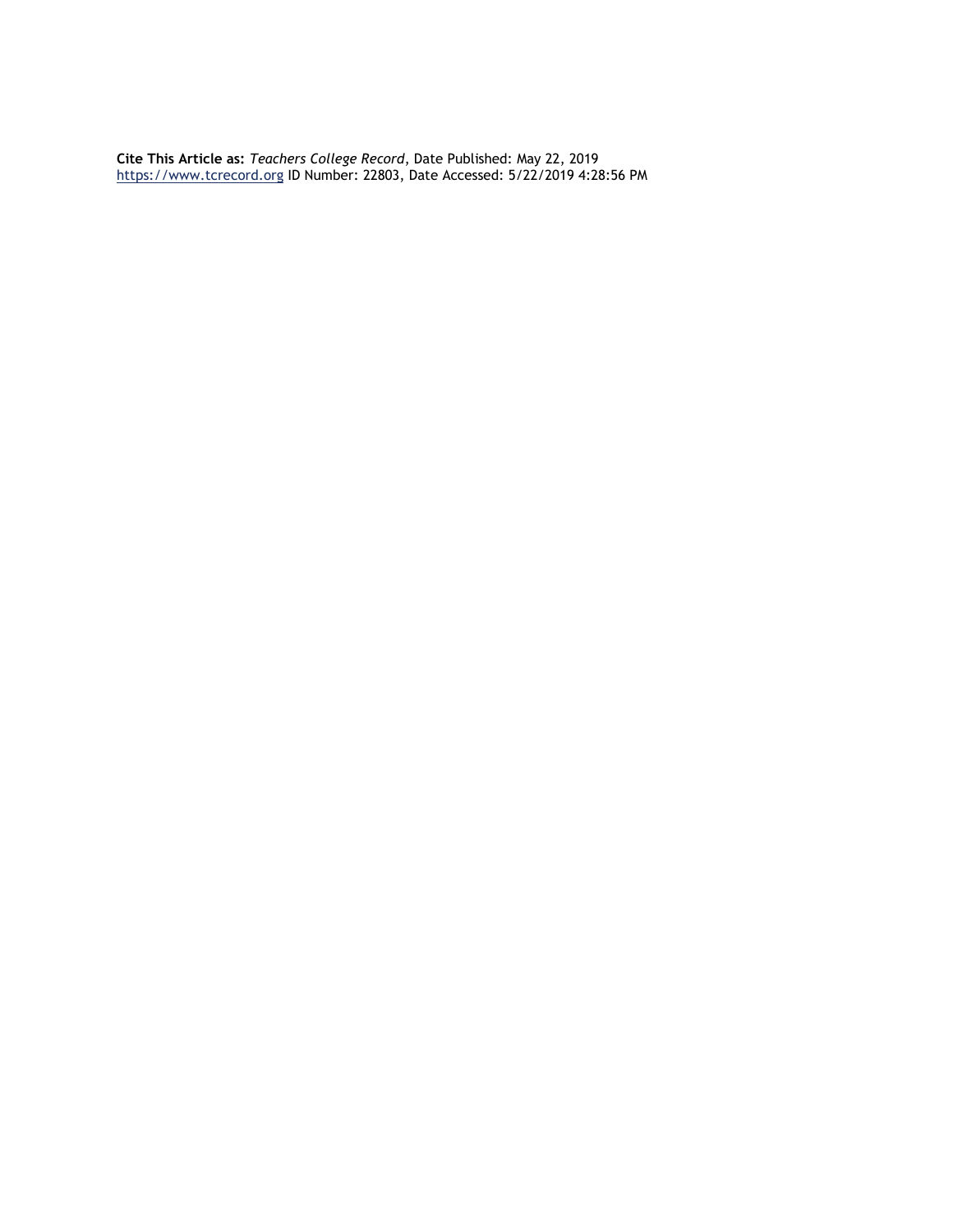**Cite This Article as:** *Teachers College Record*, Date Published: May 22, 2019
[https://www.tcrecord.org](https://www.tcrecord.org) ID Number: 22803, Date Accessed: 5/22/2019 4:28:56 PM